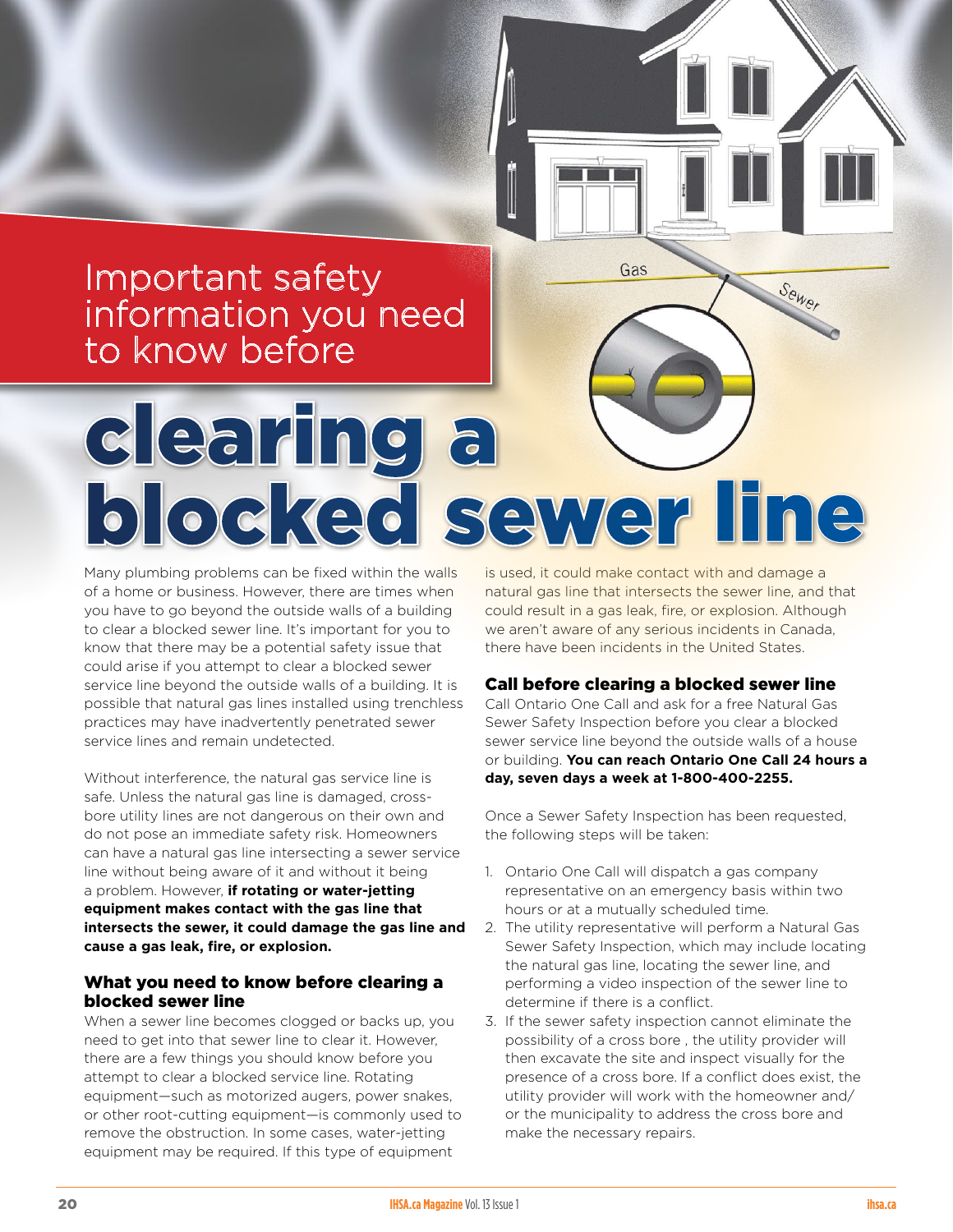Important safety information you need to know before

# clearing a blocked sewer line

Many plumbing problems can be fixed within the walls of a home or business. However, there are times when you have to go beyond the outside walls of a building to clear a blocked sewer line. It's important for you to know that there may be a potential safety issue that could arise if you attempt to clear a blocked sewer service line beyond the outside walls of a building. It is possible that natural gas lines installed using trenchless practices may have inadvertently penetrated sewer service lines and remain undetected.

Without interference, the natural gas service line is safe. Unless the natural gas line is damaged, cross-bore utility lines are not dangerous on their own and do not pose an immediate safety risk. Homeowners can have a natural gas line intersecting a sewer service line without being aware of it and without it being a problem. However, **if rotating or water-jetting equipment makes contact with the gas line that intersects the sewer, it could damage the gas line and cause a gas leak, fire, or explosion.**

## What you need to know before clearing a blocked sewer line

When a sewer line becomes clogged or backs up, you need to get into that sewer line to clear it. However, there are a few things you should know before you attempt to clear a blocked service line. Rotating equipment—such as motorized augers, power snakes, or other root-cutting equipment—is commonly used to remove the obstruction. In some cases, water-jetting equipment may be required. If this type of equipment is used, it could make contact with and damage a natural gas line that intersects the sewer line, and that could result in a gas leak, fire, or explosion. Although we aren't aware of any serious incidents in Canada, there have been incidents in the United States.

## Call before clearing a blocked sewer line

Call Ontario One Call and ask for a free Natural Gas Sewer Safety Inspection before you clear a blocked sewer service line beyond the outside walls of a house or building. **You can reach Ontario One Call 24 hours a day, seven days a week at 1-800-400-2255.**

Once a Sewer Safety Inspection has been requested, the following steps will be taken:

1. Ontario One Call will dispatch a gas company representative on an emergency basis within two hours or at a mutually scheduled time.
2. The utility representative will perform a Natural Gas Sewer Safety Inspection, which may include locating the natural gas line, locating the sewer line, and performing a video inspection of the sewer line to determine if there is a conflict.
3. If the sewer safety inspection cannot eliminate the possibility of a cross bore , the utility provider will then excavate the site and inspect visually for the presence of a cross bore. If a conflict does exist, the utility provider will work with the homeowner and/or the municipality to address the cross bore and make the necessary repairs.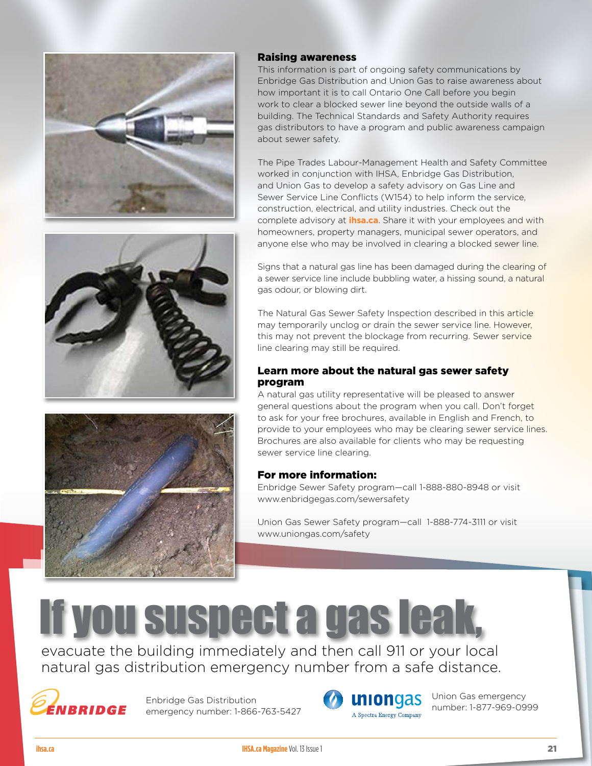## Raising awareness

This information is part of ongoing safety communications by Enbridge Gas Distribution and Union Gas to raise awareness about how important it is to call Ontario One Call before you begin work to clear a blocked sewer line beyond the outside walls of a building. The Technical Standards and Safety Authority requires gas distributors to have a program and public awareness campaign about sewer safety.

The Pipe Trades Labour-Management Health and Safety Committee worked in conjunction with IHSA, Enbridge Gas Distribution, and Union Gas to develop a safety advisory on Gas Line and Sewer Service Line Conflicts (W154) to help inform the service, construction, electrical, and utility industries. Check out the complete advisory at **ihsa.ca**. Share it with your employees and with homeowners, property managers, municipal sewer operators, and anyone else who may be involved in clearing a blocked sewer line.

Signs that a natural gas line has been damaged during the clearing of a sewer service line include bubbling water, a hissing sound, a natural gas odour, or blowing dirt.

The Natural Gas Sewer Safety Inspection described in this article may temporarily unclog or drain the sewer service line. However, this may not prevent the blockage from recurring. Sewer service line clearing may still be required.

## Learn more about the natural gas sewer safety program

A natural gas utility representative will be pleased to answer general questions about the program when you call. Don't forget to ask for your free brochures, available in English and French, to provide to your employees who may be clearing sewer service lines. Brochures are also available for clients who may be requesting sewer service line clearing.

## For more information:

Enbridge Sewer Safety program—call 1-888-880-8948 or visit www.enbridgegas.com/sewersafety

Union Gas Sewer Safety program—call 1-888-774-3111 or visit www.uniongas.com/safety

# If you suspect a gas leak,

evacuate the building immediately and then call 911 or your local natural gas distribution emergency number from a safe distance.

ENBRIDGE — Enbridge Gas Distribution emergency number: 1-866-763-5427

uniongas — A Spectra Energy Company — Union Gas emergency number: 1-877-969-0999